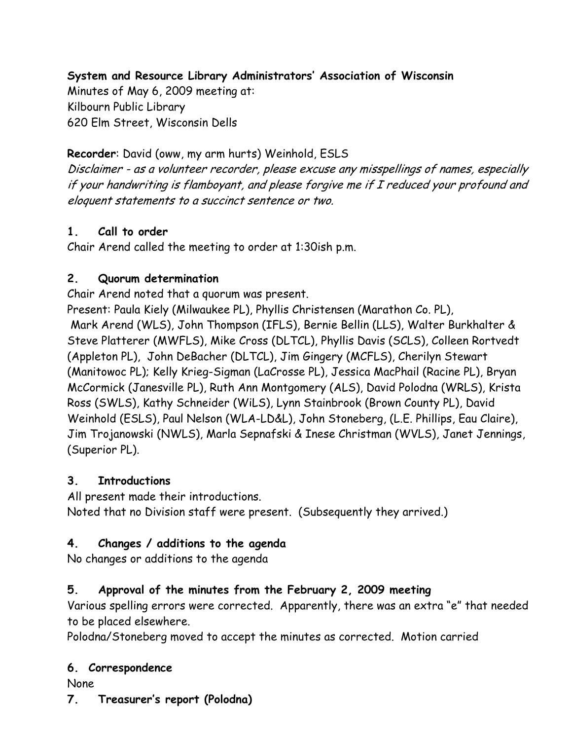**System and Resource Library Administrators' Association of Wisconsin**
Minutes of May 6, 2009 meeting at:
Kilbourn Public Library
620 Elm Street, Wisconsin Dells

**Recorder**: David (oww, my arm hurts) Weinhold, ESLS
*Disclaimer - as a volunteer recorder, please excuse any misspellings of names, especially if your handwriting is flamboyant, and please forgive me if I reduced your profound and eloquent statements to a succinct sentence or two.*

## 1. Call to order

Chair Arend called the meeting to order at 1:30ish p.m.

## 2. Quorum determination

Chair Arend noted that a quorum was present.
Present: Paula Kiely (Milwaukee PL), Phyllis Christensen (Marathon Co. PL), Mark Arend (WLS), John Thompson (IFLS), Bernie Bellin (LLS), Walter Burkhalter & Steve Platterer (MWFLS), Mike Cross (DLTCL), Phyllis Davis (SCLS), Colleen Rortvedt (Appleton PL), John DeBacher (DLTCL), Jim Gingery (MCFLS), Cherilyn Stewart (Manitowoc PL); Kelly Krieg-Sigman (LaCrosse PL), Jessica MacPhail (Racine PL), Bryan McCormick (Janesville PL), Ruth Ann Montgomery (ALS), David Polodna (WRLS), Krista Ross (SWLS), Kathy Schneider (WiLS), Lynn Stainbrook (Brown County PL), David Weinhold (ESLS), Paul Nelson (WLA-LD&L), John Stoneberg, (L.E. Phillips, Eau Claire), Jim Trojanowski (NWLS), Marla Sepnafski & Inese Christman (WVLS), Janet Jennings, (Superior PL).

## 3. Introductions

All present made their introductions.
Noted that no Division staff were present. (Subsequently they arrived.)

## 4. Changes / additions to the agenda

No changes or additions to the agenda

## 5. Approval of the minutes from the February 2, 2009 meeting

Various spelling errors were corrected. Apparently, there was an extra "e" that needed to be placed elsewhere.
Polodna/Stoneberg moved to accept the minutes as corrected. Motion carried

## 6. Correspondence

None

## 7. Treasurer's report (Polodna)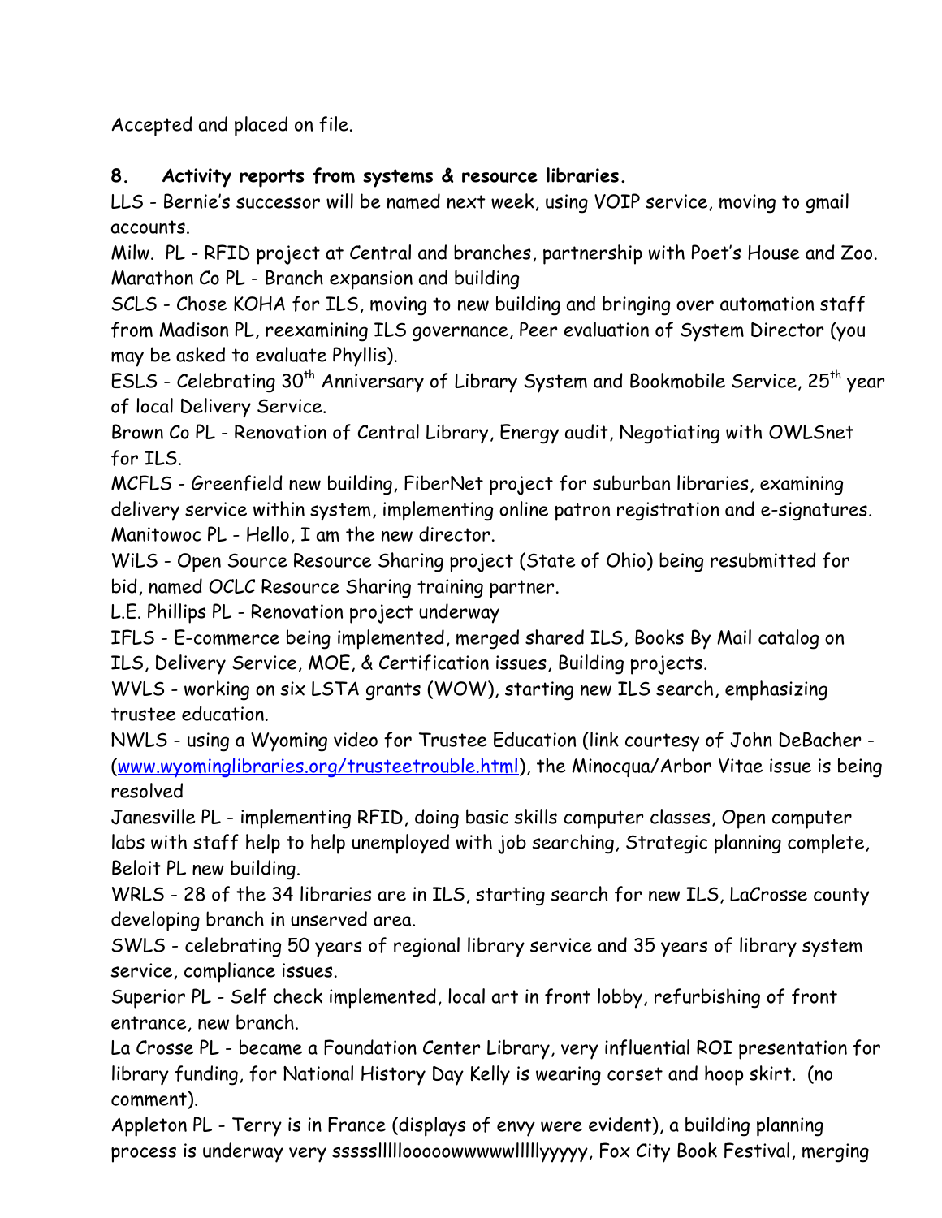Accepted and placed on file.

**8. Activity reports from systems & resource libraries.**

LLS - Bernie's successor will be named next week, using VOIP service, moving to gmail accounts.

Milw. PL - RFID project at Central and branches, partnership with Poet's House and Zoo.

Marathon Co PL - Branch expansion and building

SCLS - Chose KOHA for ILS, moving to new building and bringing over automation staff from Madison PL, reexamining ILS governance, Peer evaluation of System Director (you may be asked to evaluate Phyllis).

ESLS - Celebrating 30th Anniversary of Library System and Bookmobile Service, 25th year of local Delivery Service.

Brown Co PL - Renovation of Central Library, Energy audit, Negotiating with OWLSnet for ILS.

MCFLS - Greenfield new building, FiberNet project for suburban libraries, examining delivery service within system, implementing online patron registration and e-signatures.

Manitowoc PL - Hello, I am the new director.

WiLS - Open Source Resource Sharing project (State of Ohio) being resubmitted for bid, named OCLC Resource Sharing training partner.

L.E. Phillips PL - Renovation project underway

IFLS - E-commerce being implemented, merged shared ILS, Books By Mail catalog on ILS, Delivery Service, MOE, & Certification issues, Building projects.

WVLS - working on six LSTA grants (WOW), starting new ILS search, emphasizing trustee education.

NWLS - using a Wyoming video for Trustee Education (link courtesy of John DeBacher - (www.wyominglibraries.org/trusteetrouble.html), the Minocqua/Arbor Vitae issue is being resolved

Janesville PL - implementing RFID, doing basic skills computer classes, Open computer labs with staff help to help unemployed with job searching, Strategic planning complete, Beloit PL new building.

WRLS - 28 of the 34 libraries are in ILS, starting search for new ILS, LaCrosse county developing branch in unserved area.

SWLS - celebrating 50 years of regional library service and 35 years of library system service, compliance issues.

Superior PL - Self check implemented, local art in front lobby, refurbishing of front entrance, new branch.

La Crosse PL - became a Foundation Center Library, very influential ROI presentation for library funding, for National History Day Kelly is wearing corset and hoop skirt. (no comment).

Appleton PL - Terry is in France (displays of envy were evident), a building planning process is underway very ssssslllllooooowwwwwlllllyyyyy, Fox City Book Festival, merging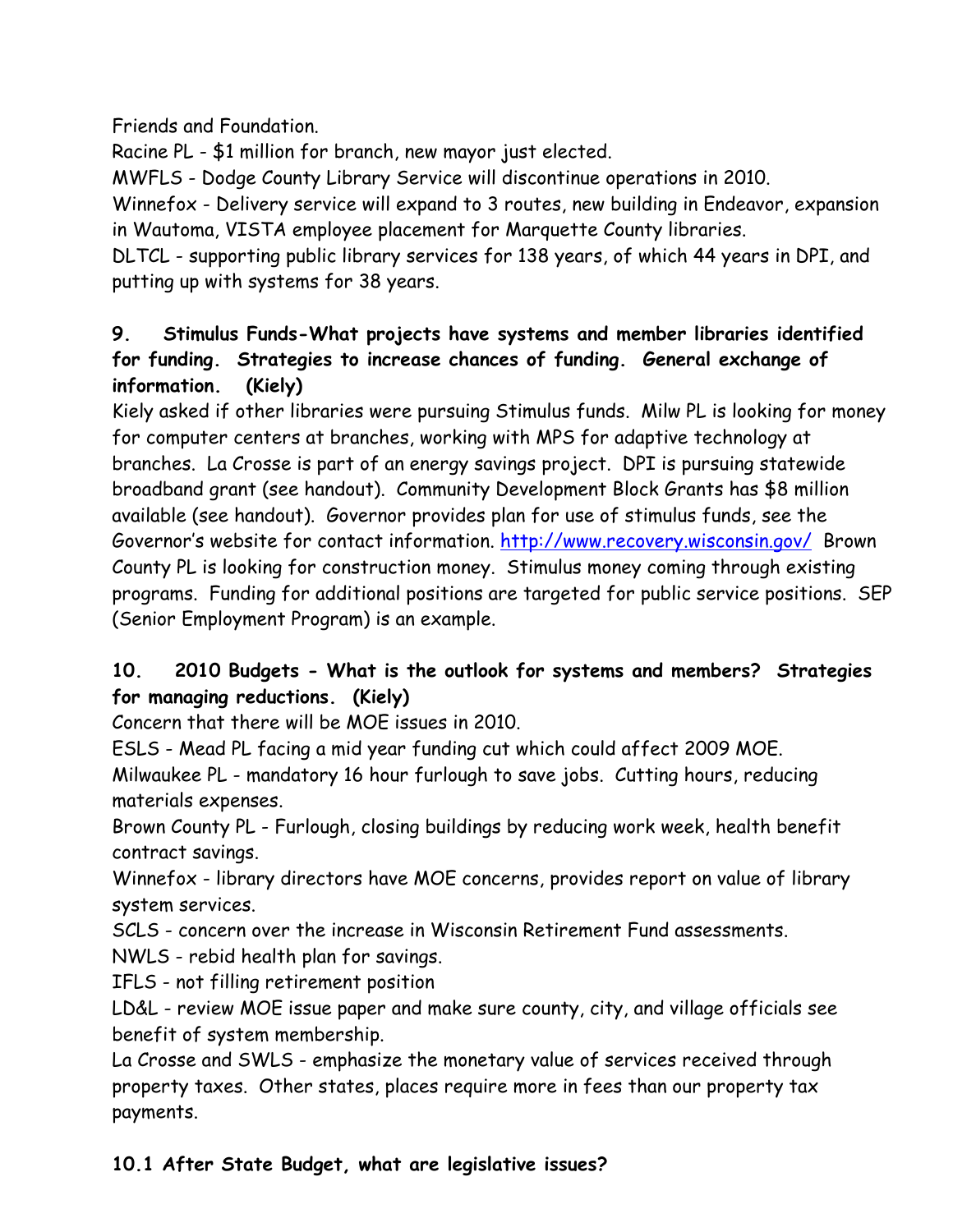Friends and Foundation.

Racine PL - $1 million for branch, new mayor just elected.

MWFLS - Dodge County Library Service will discontinue operations in 2010.

Winnefox - Delivery service will expand to 3 routes, new building in Endeavor, expansion in Wautoma, VISTA employee placement for Marquette County libraries.

DLTCL - supporting public library services for 138 years, of which 44 years in DPI, and putting up with systems for 38 years.

**9. Stimulus Funds-What projects have systems and member libraries identified for funding. Strategies to increase chances of funding. General exchange of information. (Kiely)**

Kiely asked if other libraries were pursuing Stimulus funds. Milw PL is looking for money for computer centers at branches, working with MPS for adaptive technology at branches. La Crosse is part of an energy savings project. DPI is pursuing statewide broadband grant (see handout). Community Development Block Grants has $8 million available (see handout). Governor provides plan for use of stimulus funds, see the Governor's website for contact information. http://www.recovery.wisconsin.gov/ Brown County PL is looking for construction money. Stimulus money coming through existing programs. Funding for additional positions are targeted for public service positions. SEP (Senior Employment Program) is an example.

**10. 2010 Budgets - What is the outlook for systems and members? Strategies for managing reductions. (Kiely)**

Concern that there will be MOE issues in 2010.

ESLS - Mead PL facing a mid year funding cut which could affect 2009 MOE.

Milwaukee PL - mandatory 16 hour furlough to save jobs. Cutting hours, reducing materials expenses.

Brown County PL - Furlough, closing buildings by reducing work week, health benefit contract savings.

Winnefox - library directors have MOE concerns, provides report on value of library system services.

SCLS - concern over the increase in Wisconsin Retirement Fund assessments.

NWLS - rebid health plan for savings.

IFLS - not filling retirement position

LD&L - review MOE issue paper and make sure county, city, and village officials see benefit of system membership.

La Crosse and SWLS - emphasize the monetary value of services received through property taxes. Other states, places require more in fees than our property tax payments.

**10.1 After State Budget, what are legislative issues?**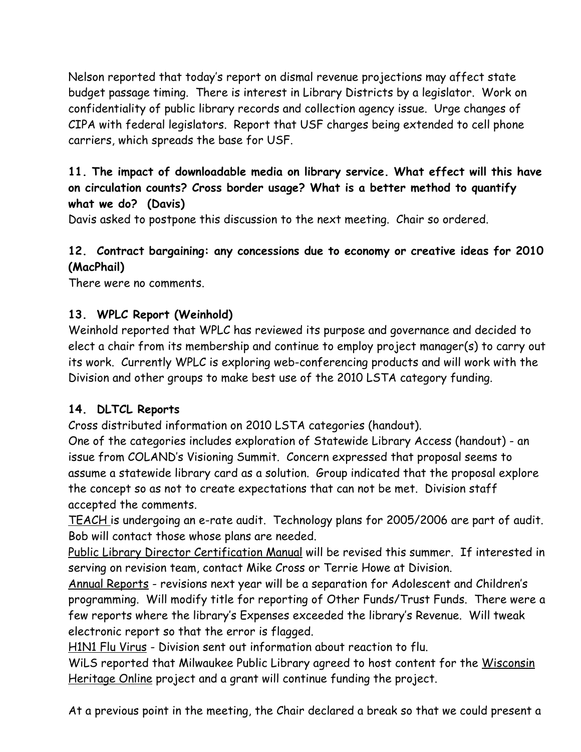Nelson reported that today's report on dismal revenue projections may affect state budget passage timing. There is interest in Library Districts by a legislator. Work on confidentiality of public library records and collection agency issue. Urge changes of CIPA with federal legislators. Report that USF charges being extended to cell phone carriers, which spreads the base for USF.

**11. The impact of downloadable media on library service. What effect will this have on circulation counts? Cross border usage? What is a better method to quantify what we do? (Davis)**

Davis asked to postpone this discussion to the next meeting. Chair so ordered.

**12. Contract bargaining: any concessions due to economy or creative ideas for 2010 (MacPhail)**

There were no comments.

**13. WPLC Report (Weinhold)**

Weinhold reported that WPLC has reviewed its purpose and governance and decided to elect a chair from its membership and continue to employ project manager(s) to carry out its work. Currently WPLC is exploring web-conferencing products and will work with the Division and other groups to make best use of the 2010 LSTA category funding.

**14. DLTCL Reports**

Cross distributed information on 2010 LSTA categories (handout).

One of the categories includes exploration of Statewide Library Access (handout) - an issue from COLAND's Visioning Summit. Concern expressed that proposal seems to assume a statewide library card as a solution. Group indicated that the proposal explore the concept so as not to create expectations that can not be met. Division staff accepted the comments.

<u>TEACH</u> is undergoing an e-rate audit. Technology plans for 2005/2006 are part of audit. Bob will contact those whose plans are needed.

<u>Public Library Director Certification Manual</u> will be revised this summer. If interested in serving on revision team, contact Mike Cross or Terrie Howe at Division.

<u>Annual Reports</u> - revisions next year will be a separation for Adolescent and Children's programming. Will modify title for reporting of Other Funds/Trust Funds. There were a few reports where the library's Expenses exceeded the library's Revenue. Will tweak electronic report so that the error is flagged.

<u>H1N1 Flu Virus</u> - Division sent out information about reaction to flu.

WiLS reported that Milwaukee Public Library agreed to host content for the <u>Wisconsin Heritage Online</u> project and a grant will continue funding the project.

At a previous point in the meeting, the Chair declared a break so that we could present a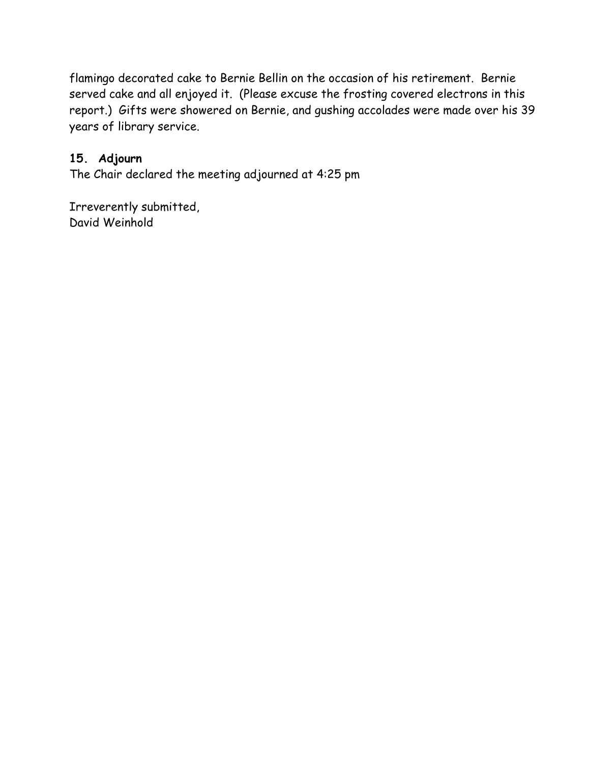flamingo decorated cake to Bernie Bellin on the occasion of his retirement. Bernie served cake and all enjoyed it. (Please excuse the frosting covered electrons in this report.) Gifts were showered on Bernie, and gushing accolades were made over his 39 years of library service.

**15. Adjourn**

The Chair declared the meeting adjourned at 4:25 pm

Irreverently submitted,
David Weinhold